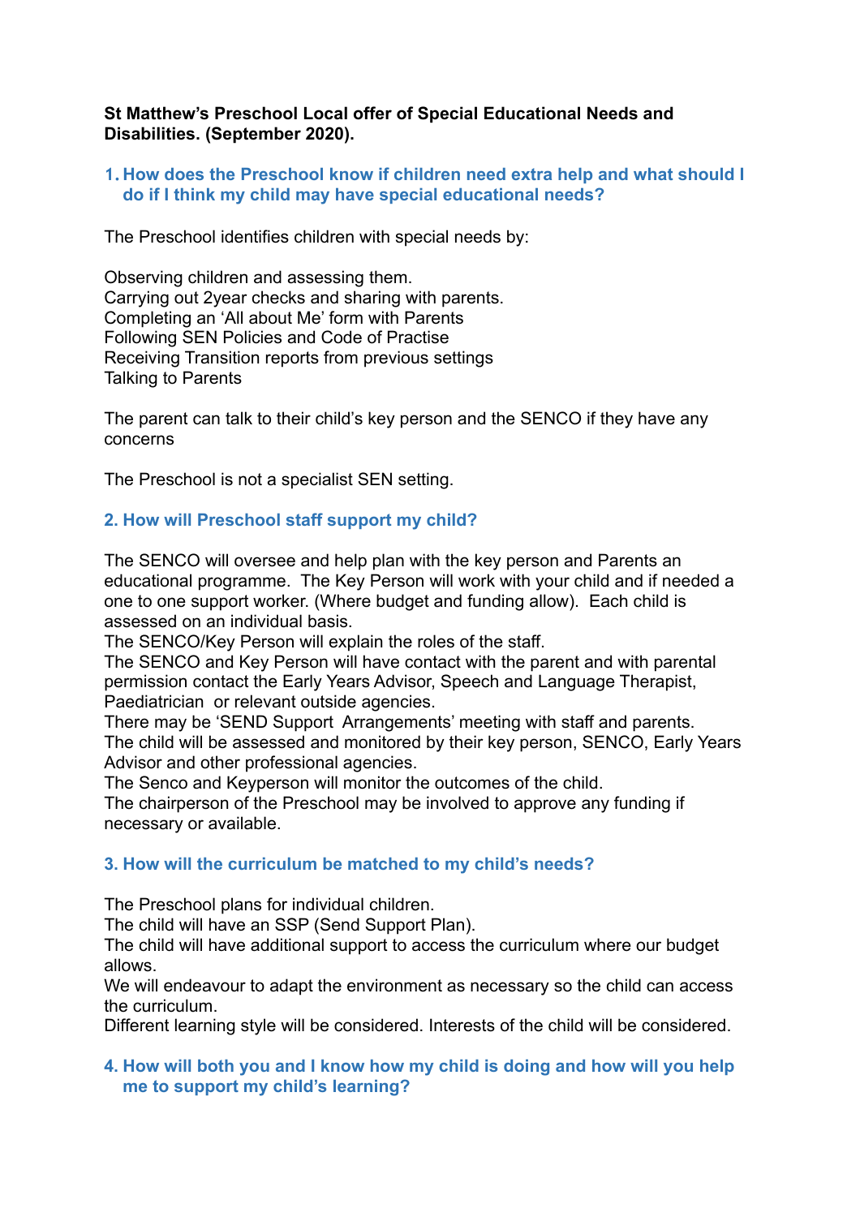**St Matthew's Preschool Local offer of Special Educational Needs and Disabilities. (September 2020).**

## 1. How does the Preschool know if children need extra help and what should I do if I think my child may have special educational needs?

The Preschool identifies children with special needs by:

Observing children and assessing them.
Carrying out 2year checks and sharing with parents.
Completing an 'All about Me' form with Parents
Following SEN Policies and Code of Practise
Receiving Transition reports from previous settings
Talking to Parents

The parent can talk to their child's key person and the SENCO if they have any concerns

The Preschool is not a specialist SEN setting.

## 2. How will Preschool staff support my child?

The SENCO will oversee and help plan with the key person and Parents an educational programme. The Key Person will work with your child and if needed a one to one support worker. (Where budget and funding allow). Each child is assessed on an individual basis.
The SENCO/Key Person will explain the roles of the staff.
The SENCO and Key Person will have contact with the parent and with parental permission contact the Early Years Advisor, Speech and Language Therapist, Paediatrician or relevant outside agencies.
There may be 'SEND Support Arrangements' meeting with staff and parents.
The child will be assessed and monitored by their key person, SENCO, Early Years Advisor and other professional agencies.
The Senco and Keyperson will monitor the outcomes of the child.
The chairperson of the Preschool may be involved to approve any funding if necessary or available.

## 3. How will the curriculum be matched to my child's needs?

The Preschool plans for individual children.
The child will have an SSP (Send Support Plan).
The child will have additional support to access the curriculum where our budget allows.
We will endeavour to adapt the environment as necessary so the child can access the curriculum.
Different learning style will be considered. Interests of the child will be considered.

## 4. How will both you and I know how my child is doing and how will you help me to support my child's learning?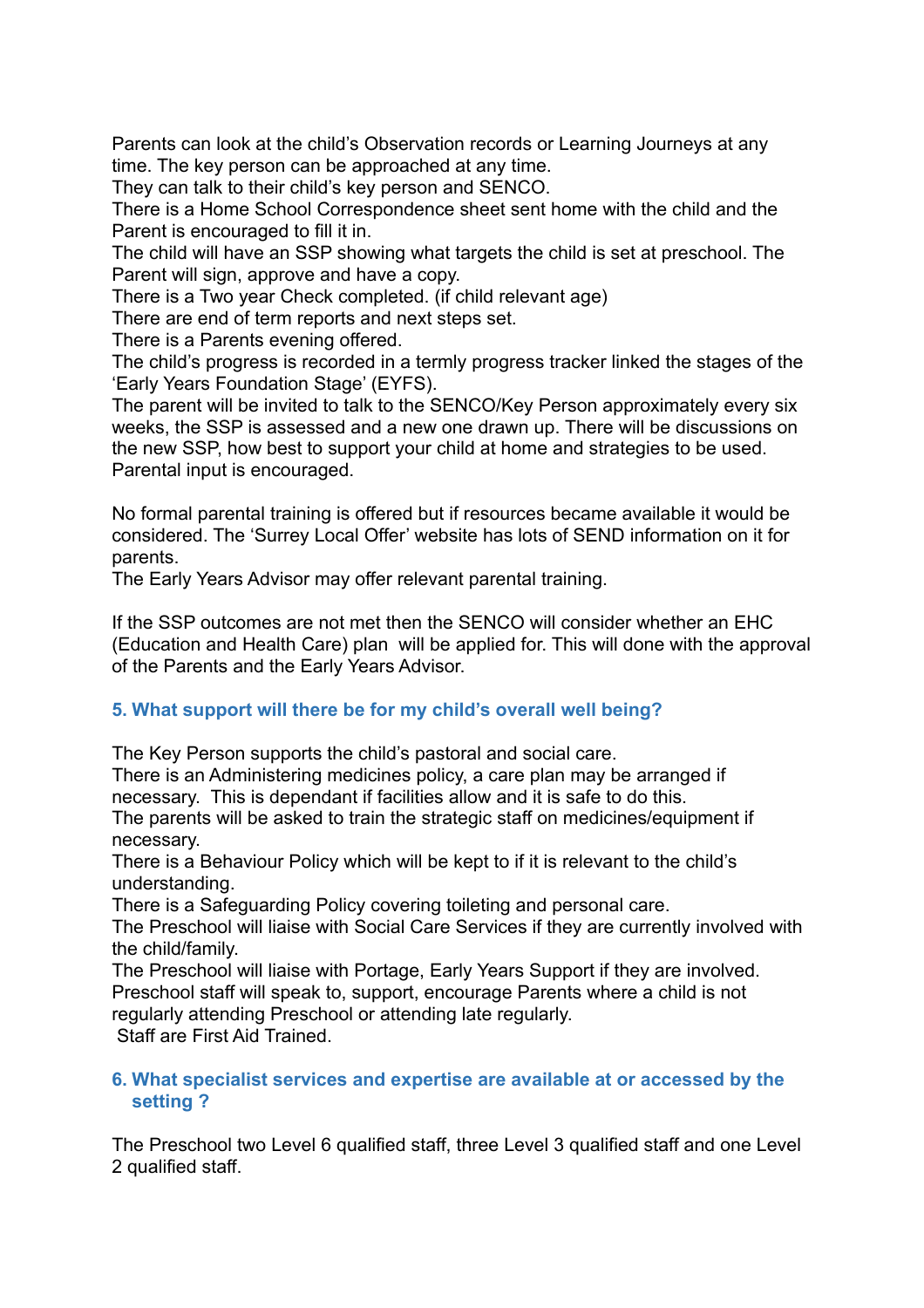Parents can look at the child's Observation records or Learning Journeys at any time. The key person can be approached at any time.
They can talk to their child's key person and SENCO.
There is a Home School Correspondence sheet sent home with the child and the Parent is encouraged to fill it in.
The child will have an SSP showing what targets the child is set at preschool. The Parent will sign, approve and have a copy.
There is a Two year Check completed. (if child relevant age)
There are end of term reports and next steps set.
There is a Parents evening offered.
The child's progress is recorded in a termly progress tracker linked the stages of the 'Early Years Foundation Stage' (EYFS).
The parent will be invited to talk to the SENCO/Key Person approximately every six weeks, the SSP is assessed and a new one drawn up. There will be discussions on the new SSP, how best to support your child at home and strategies to be used. Parental input is encouraged.

No formal parental training is offered but if resources became available it would be considered. The 'Surrey Local Offer' website has lots of SEND information on it for parents.
The Early Years Advisor may offer relevant parental training.

If the SSP outcomes are not met then the SENCO will consider whether an EHC (Education and Health Care) plan will be applied for. This will done with the approval of the Parents and the Early Years Advisor.

## 5. What support will there be for my child's overall well being?

The Key Person supports the child's pastoral and social care.
There is an Administering medicines policy, a care plan may be arranged if necessary. This is dependant if facilities allow and it is safe to do this.
The parents will be asked to train the strategic staff on medicines/equipment if necessary.
There is a Behaviour Policy which will be kept to if it is relevant to the child's understanding.
There is a Safeguarding Policy covering toileting and personal care.
The Preschool will liaise with Social Care Services if they are currently involved with the child/family.
The Preschool will liaise with Portage, Early Years Support if they are involved.
Preschool staff will speak to, support, encourage Parents where a child is not regularly attending Preschool or attending late regularly.
Staff are First Aid Trained.

## 6. What specialist services and expertise are available at or accessed by the setting ?

The Preschool two Level 6 qualified staff, three Level 3 qualified staff and one Level 2 qualified staff.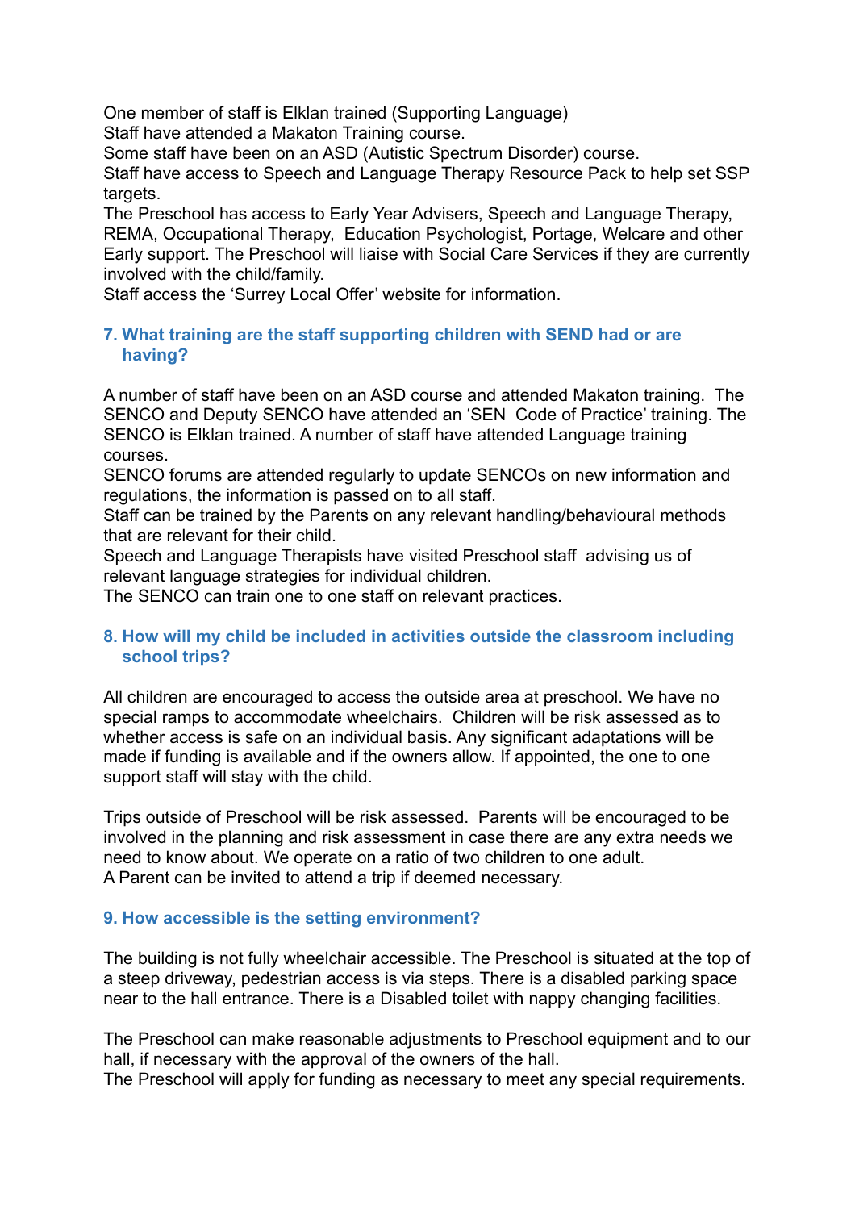One member of staff is Elklan trained (Supporting Language)
Staff have attended a Makaton Training course.
Some staff have been on an ASD (Autistic Spectrum Disorder) course.
Staff have access to Speech and Language Therapy Resource Pack to help set SSP targets.
The Preschool has access to Early Year Advisers, Speech and Language Therapy, REMA, Occupational Therapy, Education Psychologist, Portage, Welcare and other Early support. The Preschool will liaise with Social Care Services if they are currently involved with the child/family.
Staff access the 'Surrey Local Offer' website for information.

### 7. What training are the staff supporting children with SEND had or are having?

A number of staff have been on an ASD course and attended Makaton training. The SENCO and Deputy SENCO have attended an 'SEN Code of Practice' training. The SENCO is Elklan trained. A number of staff have attended Language training courses.
SENCO forums are attended regularly to update SENCOs on new information and regulations, the information is passed on to all staff.
Staff can be trained by the Parents on any relevant handling/behavioural methods that are relevant for their child.
Speech and Language Therapists have visited Preschool staff advising us of relevant language strategies for individual children.
The SENCO can train one to one staff on relevant practices.

### 8. How will my child be included in activities outside the classroom including school trips?

All children are encouraged to access the outside area at preschool. We have no special ramps to accommodate wheelchairs. Children will be risk assessed as to whether access is safe on an individual basis. Any significant adaptations will be made if funding is available and if the owners allow. If appointed, the one to one support staff will stay with the child.

Trips outside of Preschool will be risk assessed. Parents will be encouraged to be involved in the planning and risk assessment in case there are any extra needs we need to know about. We operate on a ratio of two children to one adult.
A Parent can be invited to attend a trip if deemed necessary.

### 9. How accessible is the setting environment?

The building is not fully wheelchair accessible. The Preschool is situated at the top of a steep driveway, pedestrian access is via steps. There is a disabled parking space near to the hall entrance. There is a Disabled toilet with nappy changing facilities.

The Preschool can make reasonable adjustments to Preschool equipment and to our hall, if necessary with the approval of the owners of the hall.
The Preschool will apply for funding as necessary to meet any special requirements.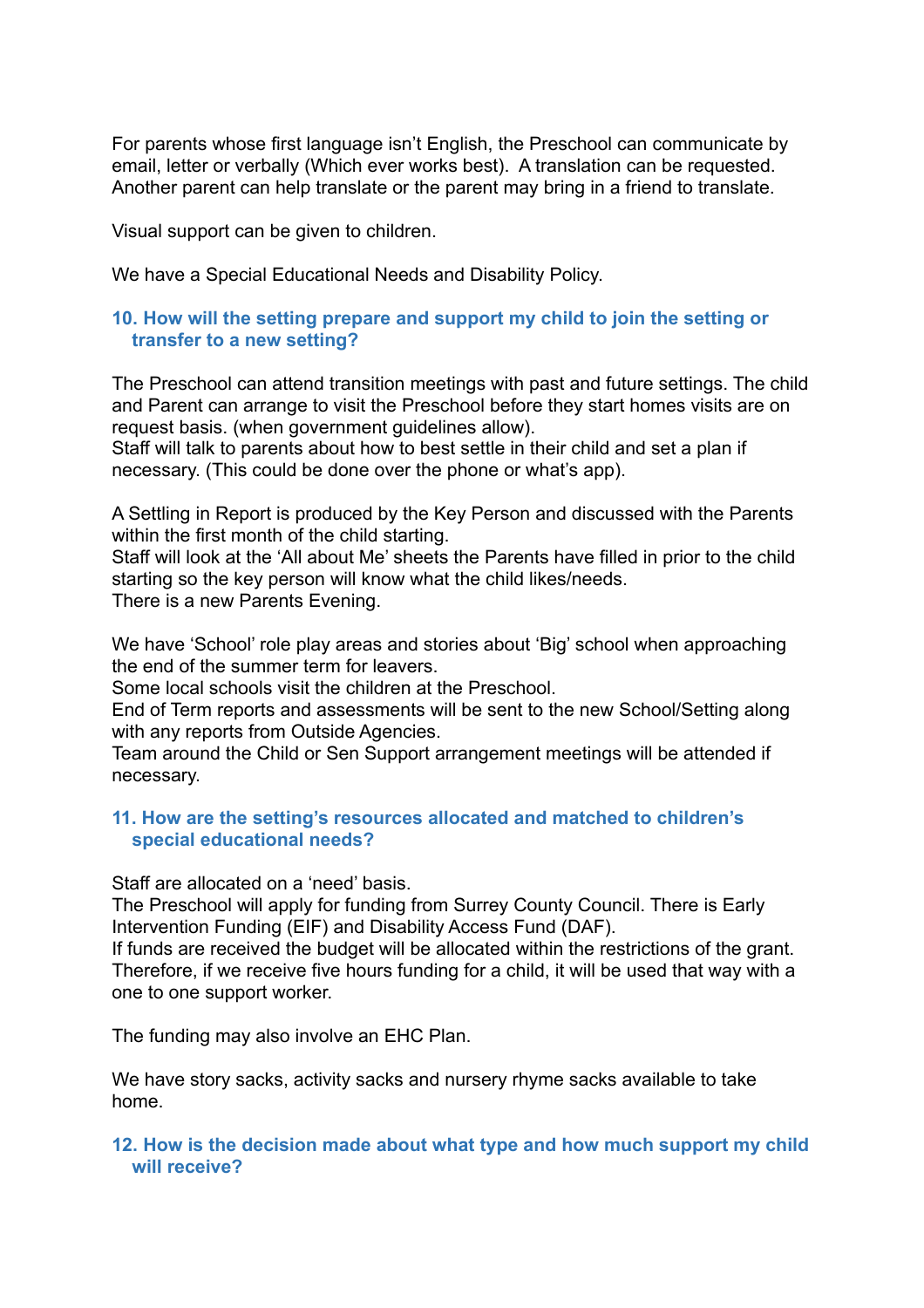For parents whose first language isn't English, the Preschool can communicate by email, letter or verbally (Which ever works best). A translation can be requested. Another parent can help translate or the parent may bring in a friend to translate.

Visual support can be given to children.

We have a Special Educational Needs and Disability Policy.

## 10. How will the setting prepare and support my child to join the setting or transfer to a new setting?

The Preschool can attend transition meetings with past and future settings. The child and Parent can arrange to visit the Preschool before they start homes visits are on request basis. (when government guidelines allow).
Staff will talk to parents about how to best settle in their child and set a plan if necessary. (This could be done over the phone or what's app).

A Settling in Report is produced by the Key Person and discussed with the Parents within the first month of the child starting.
Staff will look at the 'All about Me' sheets the Parents have filled in prior to the child starting so the key person will know what the child likes/needs.
There is a new Parents Evening.

We have 'School' role play areas and stories about 'Big' school when approaching the end of the summer term for leavers.
Some local schools visit the children at the Preschool.
End of Term reports and assessments will be sent to the new School/Setting along with any reports from Outside Agencies.
Team around the Child or Sen Support arrangement meetings will be attended if necessary.

## 11. How are the setting's resources allocated and matched to children's special educational needs?

Staff are allocated on a 'need' basis.
The Preschool will apply for funding from Surrey County Council. There is Early Intervention Funding (EIF) and Disability Access Fund (DAF).
If funds are received the budget will be allocated within the restrictions of the grant. Therefore, if we receive five hours funding for a child, it will be used that way with a one to one support worker.

The funding may also involve an EHC Plan.

We have story sacks, activity sacks and nursery rhyme sacks available to take home.

## 12. How is the decision made about what type and how much support my child will receive?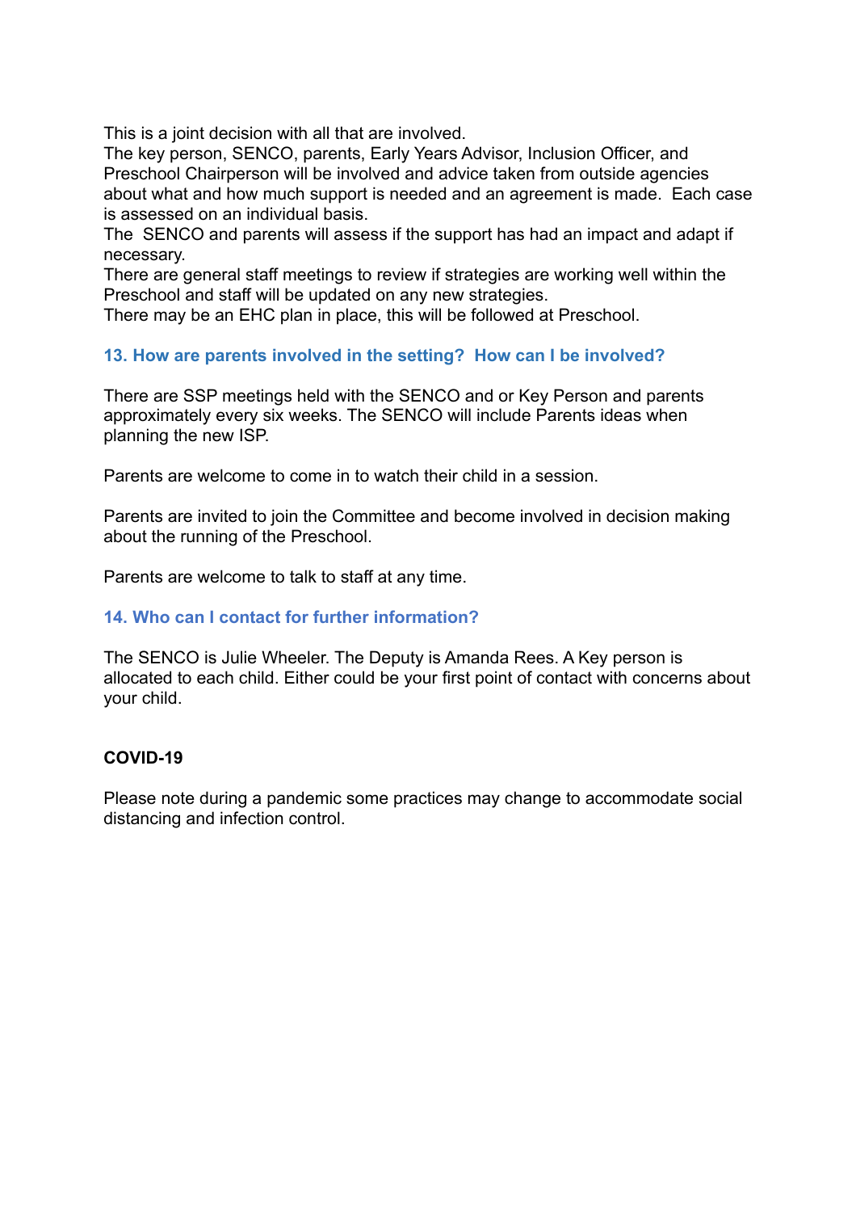This is a joint decision with all that are involved.
The key person, SENCO, parents, Early Years Advisor, Inclusion Officer, and Preschool Chairperson will be involved and advice taken from outside agencies about what and how much support is needed and an agreement is made. Each case is assessed on an individual basis.
The SENCO and parents will assess if the support has had an impact and adapt if necessary.
There general staff meetings to review if strategies are working well within the Preschool and staff will be updated on any new strategies.
There may be an EHC plan in place, this will be followed at Preschool.

### 13. How are parents involved in the setting? How can I be involved?

There are SSP meetings held with the SENCO and or Key Person and parents approximately every six weeks. The SENCO will include Parents ideas when planning the new ISP.

Parents are welcome to come in to watch their child in a session.

Parents are invited to join the Committee and become involved in decision making about the running of the Preschool.

Parents are welcome to talk to staff at any time.

### 14. Who can I contact for further information?

The SENCO is Julie Wheeler. The Deputy is Amanda Rees. A Key person is allocated to each child. Either could be your first point of contact with concerns about your child.

**COVID-19**

Please note during a pandemic some practices may change to accommodate social distancing and infection control.